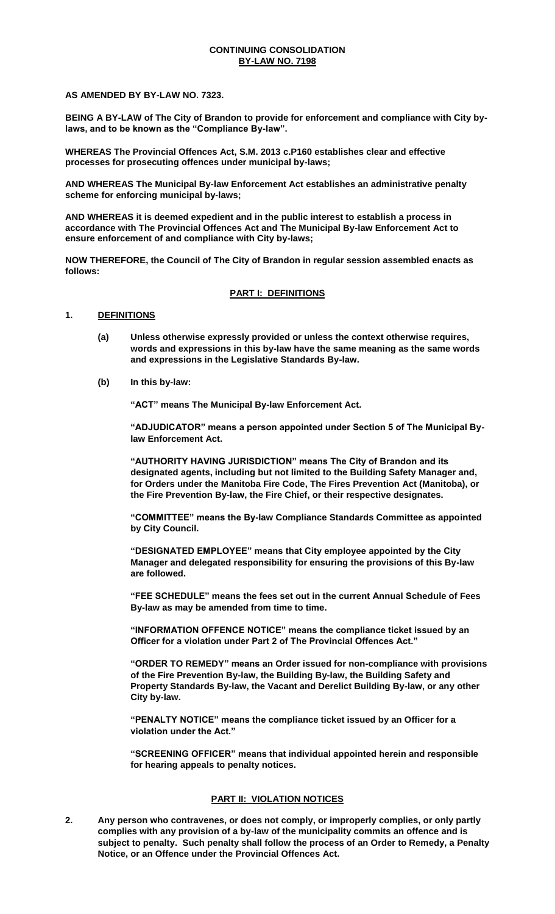**CONTINUING CONSOLIDATION**
**BY-LAW NO. 7198**

**AS AMENDED BY BY-LAW NO. 7323.**

**BEING A BY-LAW of The City of Brandon to provide for enforcement and compliance with City by-laws, and to be known as the "Compliance By-law".**

**WHEREAS The Provincial Offences Act, S.M. 2013 c.P160 establishes clear and effective processes for prosecuting offences under municipal by-laws;**

**AND WHEREAS The Municipal By-law Enforcement Act establishes an administrative penalty scheme for enforcing municipal by-laws;**

**AND WHEREAS it is deemed expedient and in the public interest to establish a process in accordance with The Provincial Offences Act and The Municipal By-law Enforcement Act to ensure enforcement of and compliance with City by-laws;**

**NOW THEREFORE, the Council of The City of Brandon in regular session assembled enacts as follows:**

## PART I: DEFINITIONS

**1. DEFINITIONS**

**(a) Unless otherwise expressly provided or unless the context otherwise requires, words and expressions in this by-law have the same meaning as the same words and expressions in the Legislative Standards By-law.**

**(b) In this by-law:**

**"ACT" means The Municipal By-law Enforcement Act.**

**"ADJUDICATOR" means a person appointed under Section 5 of The Municipal By-law Enforcement Act.**

**"AUTHORITY HAVING JURISDICTION" means The City of Brandon and its designated agents, including but not limited to the Building Safety Manager and, for Orders under the Manitoba Fire Code, The Fires Prevention Act (Manitoba), or the Fire Prevention By-law, the Fire Chief, or their respective designates.**

**"COMMITTEE" means the By-law Compliance Standards Committee as appointed by City Council.**

**"DESIGNATED EMPLOYEE" means that City employee appointed by the City Manager and delegated responsibility for ensuring the provisions of this By-law are followed.**

**"FEE SCHEDULE" means the fees set out in the current Annual Schedule of Fees By-law as may be amended from time to time.**

**"INFORMATION OFFENCE NOTICE" means the compliance ticket issued by an Officer for a violation under Part 2 of The Provincial Offences Act."**

**"ORDER TO REMEDY" means an Order issued for non-compliance with provisions of the Fire Prevention By-law, the Building By-law, the Building Safety and Property Standards By-law, the Vacant and Derelict Building By-law, or any other City by-law.**

**"PENALTY NOTICE" means the compliance ticket issued by an Officer for a violation under the Act."**

**"SCREENING OFFICER" means that individual appointed herein and responsible for hearing appeals to penalty notices.**

## PART II: VIOLATION NOTICES

**2. Any person who contravenes, or does not comply, or improperly complies, or only partly complies with any provision of a by-law of the municipality commits an offence and is subject to penalty. Such penalty shall follow the process of an Order to Remedy, a Penalty Notice, or an Offence under the Provincial Offences Act.**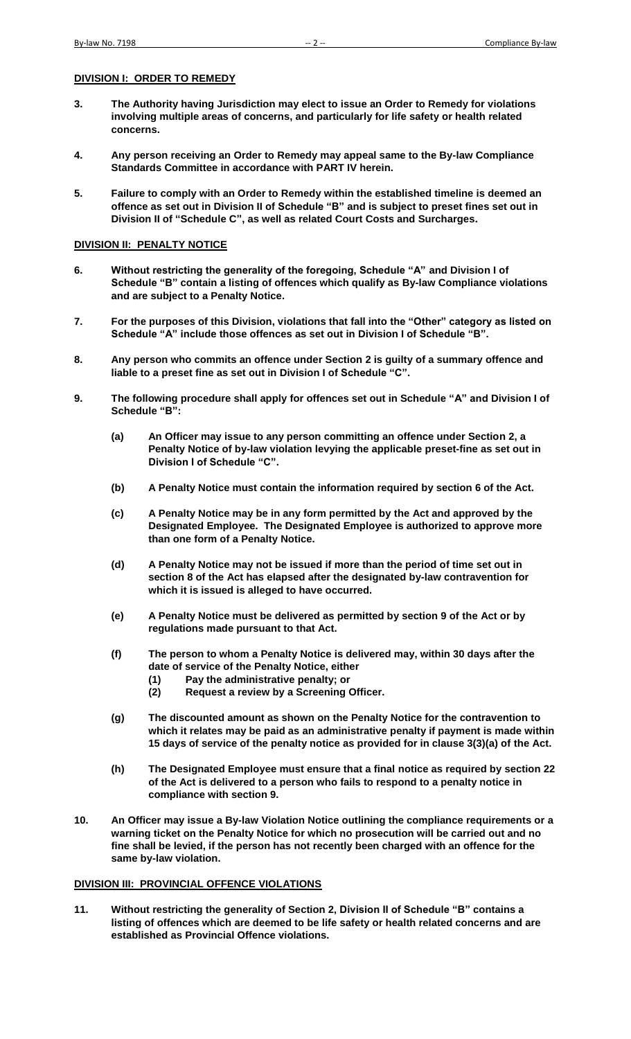## DIVISION I: ORDER TO REMEDY

**3.** **The Authority having Jurisdiction may elect to issue an Order to Remedy for violations involving multiple areas of concerns, and particularly for life safety or health related concerns.**

**4.** **Any person receiving an Order to Remedy may appeal same to the By-law Compliance Standards Committee in accordance with PART IV herein.**

**5.** **Failure to comply with an Order to Remedy within the established timeline is deemed an offence as set out in Division II of Schedule "B" and is subject to preset fines set out in Division II of "Schedule C", as well as related Court Costs and Surcharges.**

## DIVISION II: PENALTY NOTICE

**6.** **Without restricting the generality of the foregoing, Schedule "A" and Division I of Schedule "B" contain a listing of offences which qualify as By-law Compliance violations and are subject to a Penalty Notice.**

**7.** **For the purposes of this Division, violations that fall into the "Other" category as listed on Schedule "A" include those offences as set out in Division I of Schedule "B".**

**8.** **Any person who commits an offence under Section 2 is guilty of a summary offence and liable to a preset fine as set out in Division I of Schedule "C".**

**9.** **The following procedure shall apply for offences set out in Schedule "A" and Division I of Schedule "B":**

- **(a)** **An Officer may issue to any person committing an offence under Section 2, a Penalty Notice of by-law violation levying the applicable preset-fine as set out in Division I of Schedule "C".**
- **(b)** **A Penalty Notice must contain the information required by section 6 of the Act.**
- **(c)** **A Penalty Notice may be in any form permitted by the Act and approved by the Designated Employee. The Designated Employee is authorized to approve more than one form of a Penalty Notice.**
- **(d)** **A Penalty Notice may not be issued if more than the period of time set out in section 8 of the Act has elapsed after the designated by-law contravention for which it is issued is alleged to have occurred.**
- **(e)** **A Penalty Notice must be delivered as permitted by section 9 of the Act or by regulations made pursuant to that Act.**
- **(f)** **The person to whom a Penalty Notice is delivered may, within 30 days after the date of service of the Penalty Notice, either**
  - **(1)** **Pay the administrative penalty; or**
  - **(2)** **Request a review by a Screening Officer.**
- **(g)** **The discounted amount as shown on the Penalty Notice for the contravention to which it relates may be paid as an administrative penalty if payment is made within 15 days of service of the penalty notice as provided for in clause 3(3)(a) of the Act.**
- **(h)** **The Designated Employee must ensure that a final notice as required by section 22 of the Act is delivered to a person who fails to respond to a penalty notice in compliance with section 9.**

**10.** **An Officer may issue a By-law Violation Notice outlining the compliance requirements or a warning ticket on the Penalty Notice for which no prosecution will be carried out and no fine shall be levied, if the person has not recently been charged with an offence for the same by-law violation.**

## DIVISION III: PROVINCIAL OFFENCE VIOLATIONS

**11.** **Without restricting the generality of Section 2, Division II of Schedule "B" contains a listing of offences which are deemed to be life safety or health related concerns and are established as Provincial Offence violations.**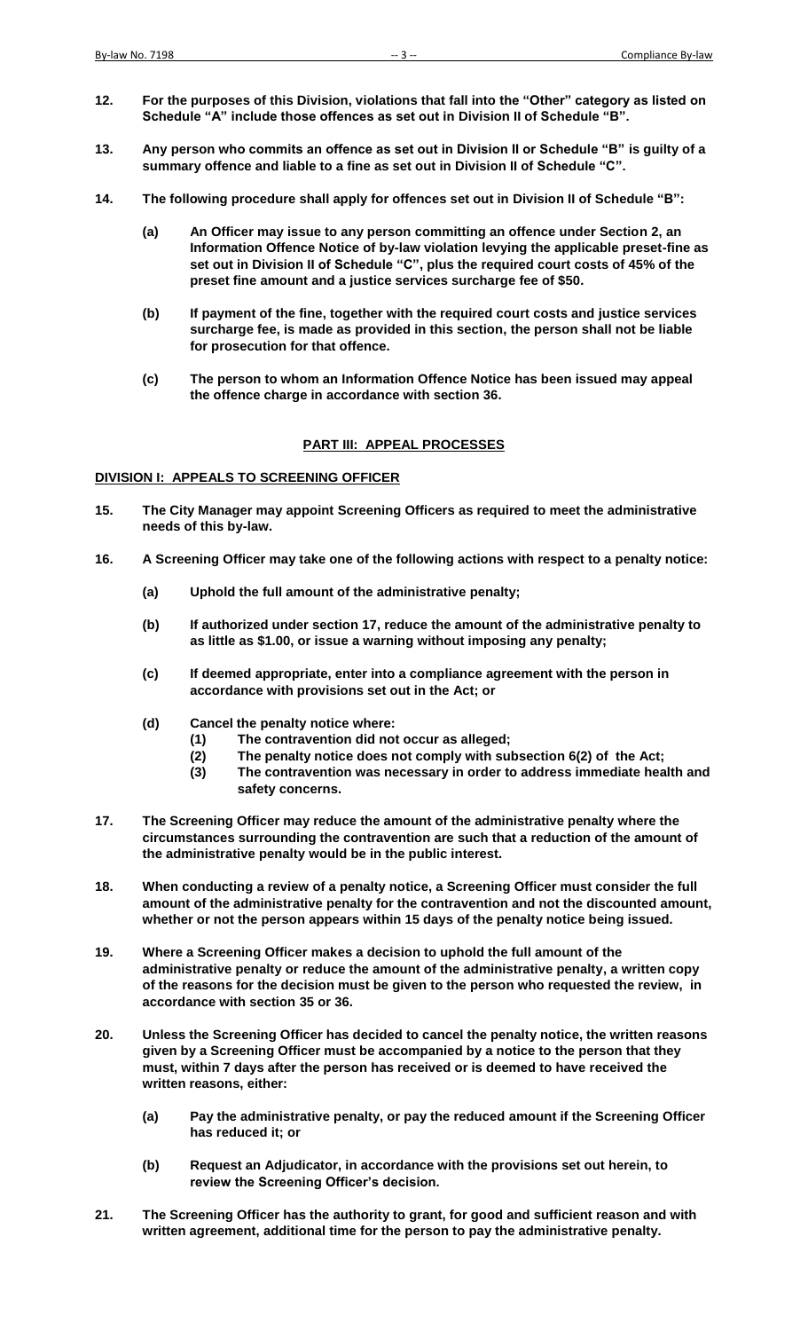**12. For the purposes of this Division, violations that fall into the "Other" category as listed on Schedule "A" include those offences as set out in Division II of Schedule "B".**

**13. Any person who commits an offence as set out in Division II or Schedule "B" is guilty of a summary offence and liable to a fine as set out in Division II of Schedule "C".**

**14. The following procedure shall apply for offences set out in Division II of Schedule "B":**

**(a) An Officer may issue to any person committing an offence under Section 2, an Information Offence Notice of by-law violation levying the applicable preset-fine as set out in Division II of Schedule "C", plus the required court costs of 45% of the preset fine amount and a justice services surcharge fee of $50.**

**(b) If payment of the fine, together with the required court costs and justice services surcharge fee, is made as provided in this section, the person shall not be liable for prosecution for that offence.**

**(c) The person to whom an Information Offence Notice has been issued may appeal the offence charge in accordance with section 36.**

## PART III: APPEAL PROCESSES

### DIVISION I: APPEALS TO SCREENING OFFICER

**15. The City Manager may appoint Screening Officers as required to meet the administrative needs of this by-law.**

**16. A Screening Officer may take one of the following actions with respect to a penalty notice:**

**(a) Uphold the full amount of the administrative penalty;**

**(b) If authorized under section 17, reduce the amount of the administrative penalty to as little as $1.00, or issue a warning without imposing any penalty;**

**(c) If deemed appropriate, enter into a compliance agreement with the person in accordance with provisions set out in the Act; or**

**(d) Cancel the penalty notice where:**

**(1) The contravention did not occur as alleged;**

**(2) The penalty notice does not comply with subsection 6(2) of the Act;**

**(3) The contravention was necessary in order to address immediate health and safety concerns.**

**17. The Screening Officer may reduce the amount of the administrative penalty where the circumstances surrounding the contravention are such that a reduction of the amount of the administrative penalty would be in the public interest.**

**18. When conducting a review of a penalty notice, a Screening Officer must consider the full amount of the administrative penalty for the contravention and not the discounted amount, whether or not the person appears within 15 days of the penalty notice being issued.**

**19. Where a Screening Officer makes a decision to uphold the full amount of the administrative penalty or reduce the amount of the administrative penalty, a written copy of the reasons for the decision must be given to the person who requested the review, in accordance with section 35 or 36.**

**20. Unless the Screening Officer has decided to cancel the penalty notice, the written reasons given by a Screening Officer must be accompanied by a notice to the person that they must, within 7 days after the person has received or is deemed to have received the written reasons, either:**

**(a) Pay the administrative penalty, or pay the reduced amount if the Screening Officer has reduced it; or**

**(b) Request an Adjudicator, in accordance with the provisions set out herein, to review the Screening Officer's decision.**

**21. The Screening Officer has the authority to grant, for good and sufficient reason and with written agreement, additional time for the person to pay the administrative penalty.**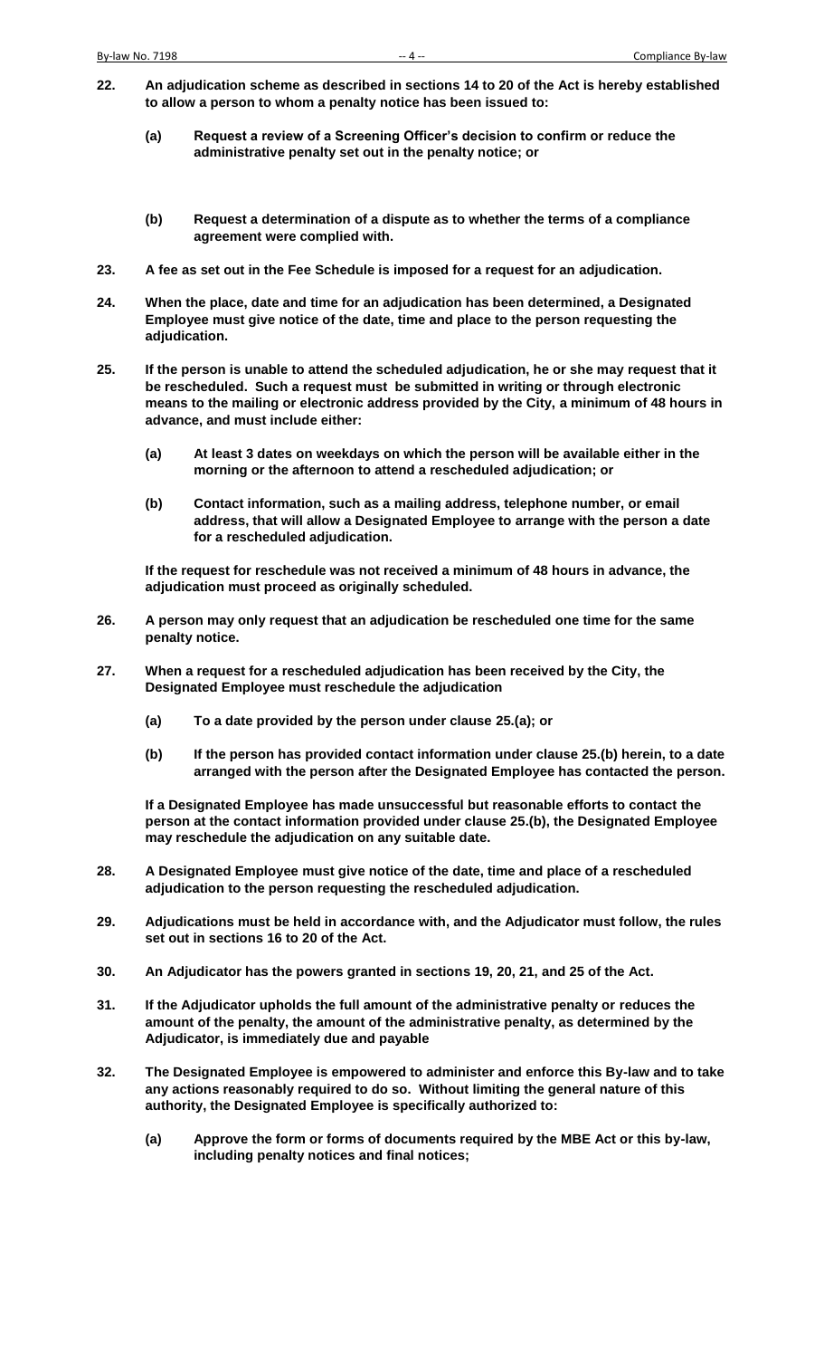**22. An adjudication scheme as described in sections 14 to 20 of the Act is hereby established to allow a person to whom a penalty notice has been issued to:**

> **(a) Request a review of a Screening Officer's decision to confirm or reduce the administrative penalty set out in the penalty notice; or**
>
> **(b) Request a determination of a dispute as to whether the terms of a compliance agreement were complied with.**

**23. A fee as set out in the Fee Schedule is imposed for a request for an adjudication.**

**24. When the place, date and time for an adjudication has been determined, a Designated Employee must give notice of the date, time and place to the person requesting the adjudication.**

**25. If the person is unable to attend the scheduled adjudication, he or she may request that it be rescheduled. Such a request must be submitted in writing or through electronic means to the mailing or electronic address provided by the City, a minimum of 48 hours in advance, and must include either:**

> **(a) At least 3 dates on weekdays on which the person will be available either in the morning or the afternoon to attend a rescheduled adjudication; or**
>
> **(b) Contact information, such as a mailing address, telephone number, or email address, that will allow a Designated Employee to arrange with the person a date for a rescheduled adjudication.**

**If the request for reschedule was not received a minimum of 48 hours in advance, the adjudication must proceed as originally scheduled.**

**26. A person may only request that an adjudication be rescheduled one time for the same penalty notice.**

**27. When a request for a rescheduled adjudication has been received by the City, the Designated Employee must reschedule the adjudication**

> **(a) To a date provided by the person under clause 25.(a); or**
>
> **(b) If the person has provided contact information under clause 25.(b) herein, to a date arranged with the person after the Designated Employee has contacted the person.**

**If a Designated Employee has made unsuccessful but reasonable efforts to contact the person at the contact information provided under clause 25.(b), the Designated Employee may reschedule the adjudication on any suitable date.**

**28. A Designated Employee must give notice of the date, time and place of a rescheduled adjudication to the person requesting the rescheduled adjudication.**

**29. Adjudications must be held in accordance with, and the Adjudicator must follow, the rules set out in sections 16 to 20 of the Act.**

**30. An Adjudicator has the powers granted in sections 19, 20, 21, and 25 of the Act.**

**31. If the Adjudicator upholds the full amount of the administrative penalty or reduces the amount of the penalty, the amount of the administrative penalty, as determined by the Adjudicator, is immediately due and payable**

**32. The Designated Employee is empowered to administer and enforce this By-law and to take any actions reasonably required to do so. Without limiting the general nature of this authority, the Designated Employee is specifically authorized to:**

> **(a) Approve the form or forms of documents required by the MBE Act or this by-law, including penalty notices and final notices;**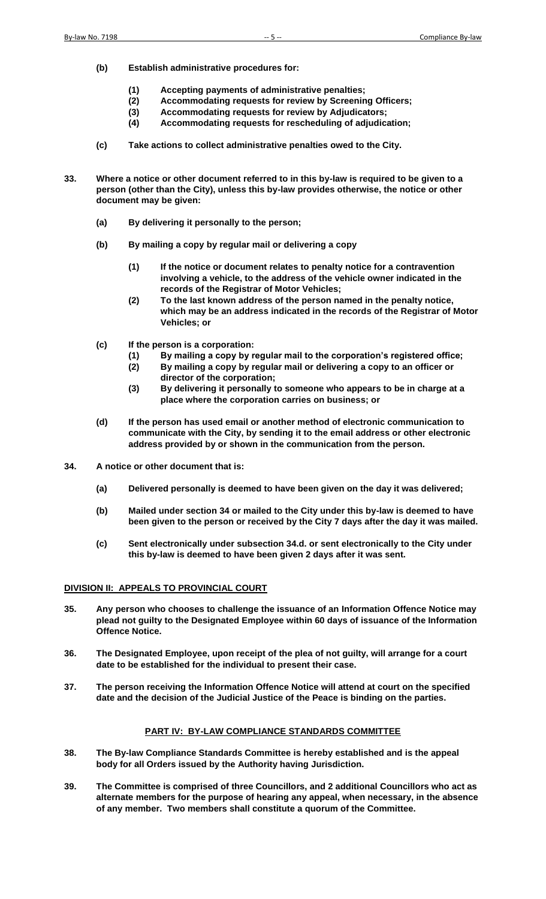**(b) Establish administrative procedures for:**

**(1) Accepting payments of administrative penalties;**
**(2) Accommodating requests for review by Screening Officers;**
**(3) Accommodating requests for review by Adjudicators;**
**(4) Accommodating requests for rescheduling of adjudication;**

**(c) Take actions to collect administrative penalties owed to the City.**

**33. Where a notice or other document referred to in this by-law is required to be given to a person (other than the City), unless this by-law provides otherwise, the notice or other document may be given:**

**(a) By delivering it personally to the person;**

**(b) By mailing a copy by regular mail or delivering a copy**

**(1) If the notice or document relates to penalty notice for a contravention involving a vehicle, to the address of the vehicle owner indicated in the records of the Registrar of Motor Vehicles;**

**(2) To the last known address of the person named in the penalty notice, which may be an address indicated in the records of the Registrar of Motor Vehicles; or**

**(c) If the person is a corporation:**

**(1) By mailing a copy by regular mail to the corporation's registered office;**
**(2) By mailing a copy by regular mail or delivering a copy to an officer or director of the corporation;**
**(3) By delivering it personally to someone who appears to be in charge at a place where the corporation carries on business; or**

**(d) If the person has used email or another method of electronic communication to communicate with the City, by sending it to the email address or other electronic address provided by or shown in the communication from the person.**

**34. A notice or other document that is:**

**(a) Delivered personally is deemed to have been given on the day it was delivered;**

**(b) Mailed under section 34 or mailed to the City under this by-law is deemed to have been given to the person or received by the City 7 days after the day it was mailed.**

**(c) Sent electronically under subsection 34.d. or sent electronically to the City under this by-law is deemed to have been given 2 days after it was sent.**

## DIVISION II: APPEALS TO PROVINCIAL COURT

**35. Any person who chooses to challenge the issuance of an Information Offence Notice may plead not guilty to the Designated Employee within 60 days of issuance of the Information Offence Notice.**

**36. The Designated Employee, upon receipt of the plea of not guilty, will arrange for a court date to be established for the individual to present their case.**

**37. The person receiving the Information Offence Notice will attend at court on the specified date and the decision of the Judicial Justice of the Peace is binding on the parties.**

## PART IV: BY-LAW COMPLIANCE STANDARDS COMMITTEE

**38. The By-law Compliance Standards Committee is hereby established and is the appeal body for all Orders issued by the Authority having Jurisdiction.**

**39. The Committee is comprised of three Councillors, and 2 additional Councillors who act as alternate members for the purpose of hearing any appeal, when necessary, in the absence of any member. Two members shall constitute a quorum of the Committee.**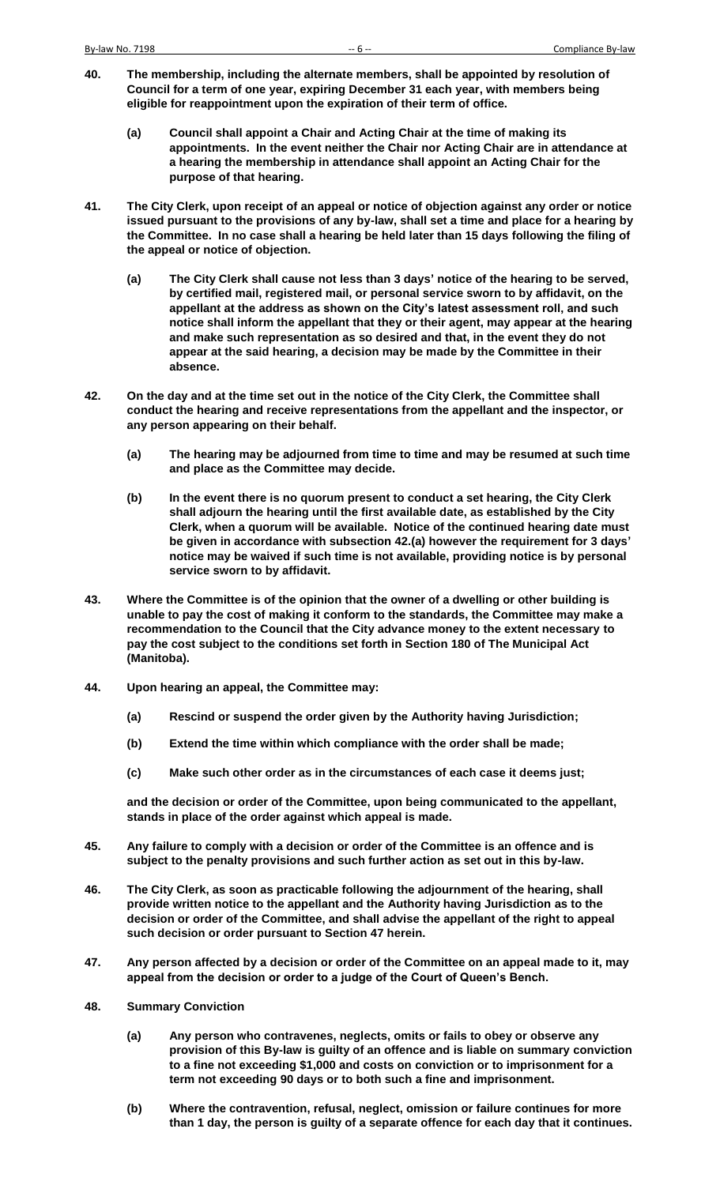**40. The membership, including the alternate members, shall be appointed by resolution of Council for a term of one year, expiring December 31 each year, with members being eligible for reappointment upon the expiration of their term of office.**

**(a) Council shall appoint a Chair and Acting Chair at the time of making its appointments. In the event neither the Chair nor Acting Chair are in attendance at a hearing the membership in attendance shall appoint an Acting Chair for the purpose of that hearing.**

**41. The City Clerk, upon receipt of an appeal or notice of objection against any order or notice issued pursuant to the provisions of any by-law, shall set a time and place for a hearing by the Committee. In no case shall a hearing be held later than 15 days following the filing of the appeal or notice of objection.**

**(a) The City Clerk shall cause not less than 3 days' notice of the hearing to be served, by certified mail, registered mail, or personal service sworn to by affidavit, on the appellant at the address as shown on the City's latest assessment roll, and such notice shall inform the appellant that they or their agent, may appear at the hearing and make such representation as so desired and that, in the event they do not appear at the said hearing, a decision may be made by the Committee in their absence.**

**42. On the day and at the time set out in the notice of the City Clerk, the Committee shall conduct the hearing and receive representations from the appellant and the inspector, or any person appearing on their behalf.**

**(a) The hearing may be adjourned from time to time and may be resumed at such time and place as the Committee may decide.**

**(b) In the event there is no quorum present to conduct a set hearing, the City Clerk shall adjourn the hearing until the first available date, as established by the City Clerk, when a quorum will be available. Notice of the continued hearing date must be given in accordance with subsection 42.(a) however the requirement for 3 days' notice may be waived if such time is not available, providing notice is by personal service sworn to by affidavit.**

**43. Where the Committee is of the opinion that the owner of a dwelling or other building is unable to pay the cost of making it conform to the standards, the Committee may make a recommendation to the Council that the City advance money to the extent necessary to pay the cost subject to the conditions set forth in Section 180 of The Municipal Act (Manitoba).**

**44. Upon hearing an appeal, the Committee may:**

**(a) Rescind or suspend the order given by the Authority having Jurisdiction;**

**(b) Extend the time within which compliance with the order shall be made;**

**(c) Make such other order as in the circumstances of each case it deems just;**

**and the decision or order of the Committee, upon being communicated to the appellant, stands in place of the order against which appeal is made.**

**45. Any failure to comply with a decision or order of the Committee is an offence and is subject to the penalty provisions and such further action as set out in this by-law.**

**46. The City Clerk, as soon as practicable following the adjournment of the hearing, shall provide written notice to the appellant and the Authority having Jurisdiction as to the decision or order of the Committee, and shall advise the appellant of the right to appeal such decision or order pursuant to Section 47 herein.**

**47. Any person affected by a decision or order of the Committee on an appeal made to it, may appeal from the decision or order to a judge of the Court of Queen's Bench.**

**48. Summary Conviction**

**(a) Any person who contravenes, neglects, omits or fails to obey or observe any provision of this By-law is guilty of an offence and is liable on summary conviction to a fine not exceeding $1,000 and costs on conviction or to imprisonment for a term not exceeding 90 days or to both such a fine and imprisonment.**

**(b) Where the contravention, refusal, neglect, omission or failure continues for more than 1 day, the person is guilty of a separate offence for each day that it continues.**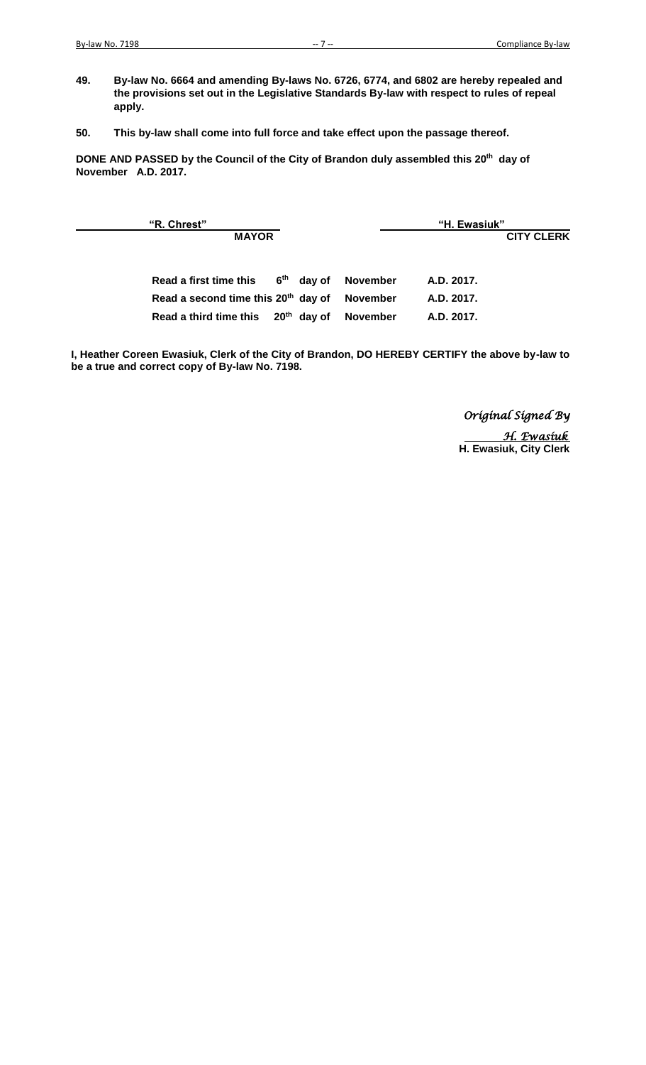**49. By-law No. 6664 and amending By-laws No. 6726, 6774, and 6802 are hereby repealed and the provisions set out in the Legislative Standards By-law with respect to rules of repeal apply.**

**50. This by-law shall come into full force and take effect upon the passage thereof.**

**DONE AND PASSED by the Council of the City of Brandon duly assembled this 20th day of November A.D. 2017.**

| "R. Chrest" | "H. Ewasiuk" |
|---|---|
| **MAYOR** | **CITY CLERK** |

| | | | |
|---|---|---|---|
| **Read a first time this** | **6th day of** | **November** | **A.D. 2017.** |
| **Read a second time this** | **20th day of** | **November** | **A.D. 2017.** |
| **Read a third time this** | **20th day of** | **November** | **A.D. 2017.** |

**I, Heather Coreen Ewasiuk, Clerk of the City of Brandon, DO HEREBY CERTIFY the above by-law to be a true and correct copy of By-law No. 7198.**

*Original Signed By*

*H. Ewasiuk*

**H. Ewasiuk, City Clerk**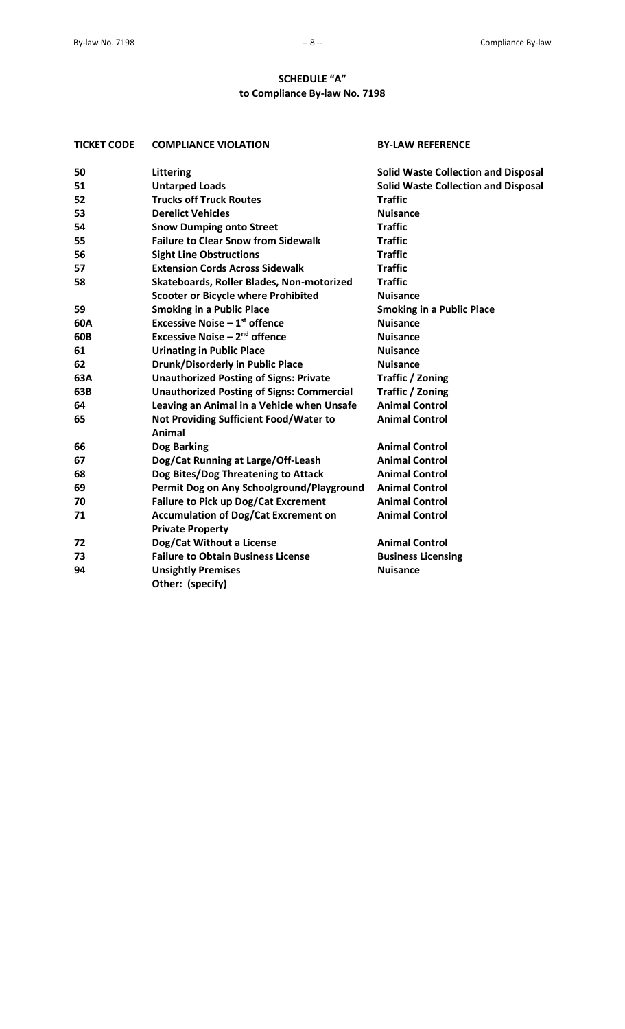**SCHEDULE "A"**
**to Compliance By-law No. 7198**

| TICKET CODE | COMPLIANCE VIOLATION | BY-LAW REFERENCE |
|---|---|---|
| 50 | Littering | Solid Waste Collection and Disposal |
| 51 | Untarped Loads | Solid Waste Collection and Disposal |
| 52 | Trucks off Truck Routes | Traffic |
| 53 | Derelict Vehicles | Nuisance |
| 54 | Snow Dumping onto Street | Traffic |
| 55 | Failure to Clear Snow from Sidewalk | Traffic |
| 56 | Sight Line Obstructions | Traffic |
| 57 | Extension Cords Across Sidewalk | Traffic |
| 58 | Skateboards, Roller Blades, Non-motorized Scooter or Bicycle where Prohibited | Traffic<br>Nuisance |
| 59 | Smoking in a Public Place | Smoking in a Public Place |
| 60A | Excessive Noise – 1st offence | Nuisance |
| 60B | Excessive Noise – 2nd offence | Nuisance |
| 61 | Urinating in Public Place | Nuisance |
| 62 | Drunk/Disorderly in Public Place | Nuisance |
| 63A | Unauthorized Posting of Signs: Private | Traffic / Zoning |
| 63B | Unauthorized Posting of Signs: Commercial | Traffic / Zoning |
| 64 | Leaving an Animal in a Vehicle when Unsafe | Animal Control |
| 65 | Not Providing Sufficient Food/Water to Animal | Animal Control |
| 66 | Dog Barking | Animal Control |
| 67 | Dog/Cat Running at Large/Off-Leash | Animal Control |
| 68 | Dog Bites/Dog Threatening to Attack | Animal Control |
| 69 | Permit Dog on Any Schoolground/Playground | Animal Control |
| 70 | Failure to Pick up Dog/Cat Excrement | Animal Control |
| 71 | Accumulation of Dog/Cat Excrement on Private Property | Animal Control |
| 72 | Dog/Cat Without a License | Animal Control |
| 73 | Failure to Obtain Business License | Business Licensing |
| 94 | Unsightly Premises | Nuisance |
| | Other: (specify) | |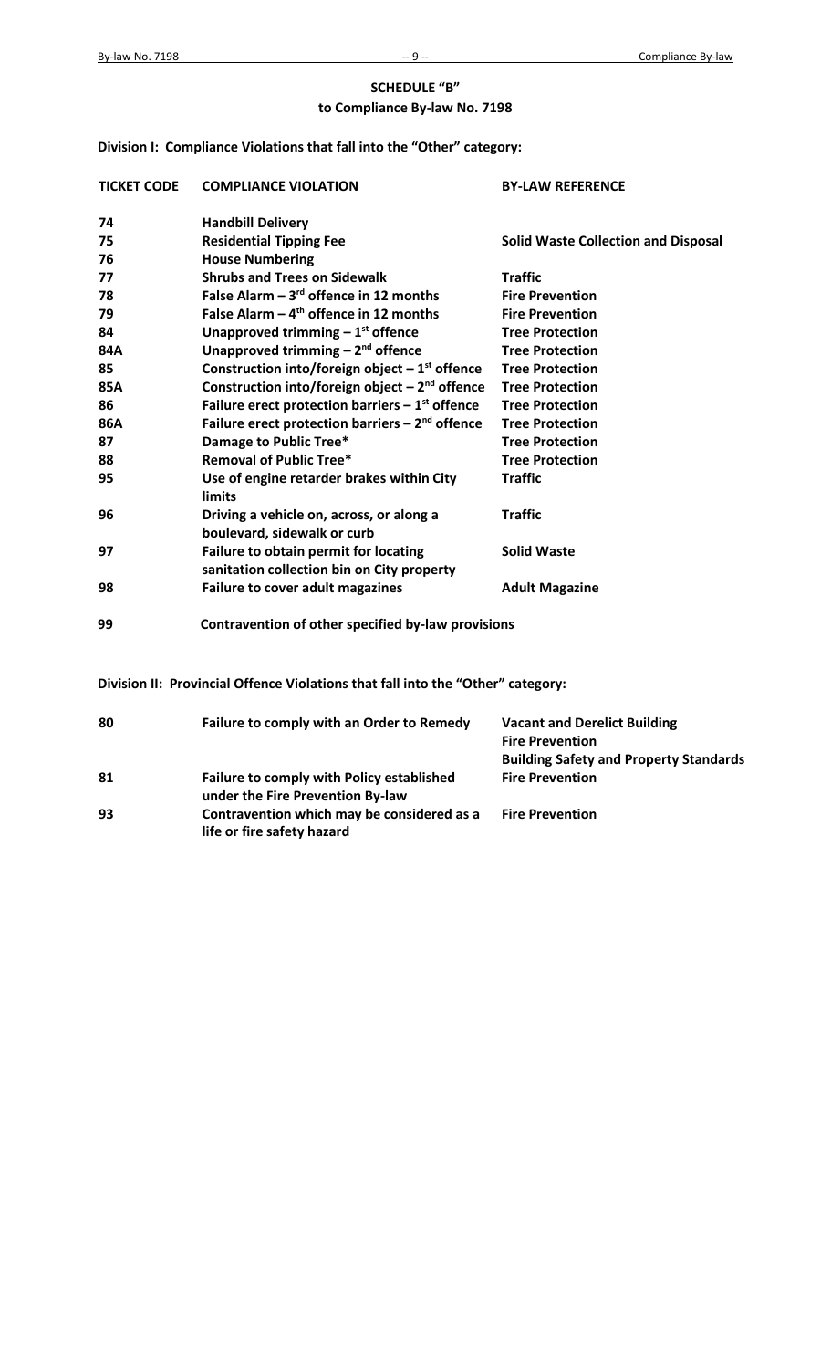## SCHEDULE "B"
## to Compliance By-law No. 7198

**Division I: Compliance Violations that fall into the "Other" category:**

| TICKET CODE | COMPLIANCE VIOLATION | BY-LAW REFERENCE |
|---|---|---|
| 74 | Handbill Delivery | |
| 75 | Residential Tipping Fee | Solid Waste Collection and Disposal |
| 76 | House Numbering | |
| 77 | Shrubs and Trees on Sidewalk | Traffic |
| 78 | False Alarm – 3rd offence in 12 months | Fire Prevention |
| 79 | False Alarm – 4th offence in 12 months | Fire Prevention |
| 84 | Unapproved trimming – 1st offence | Tree Protection |
| 84A | Unapproved trimming – 2nd offence | Tree Protection |
| 85 | Construction into/foreign object – 1st offence | Tree Protection |
| 85A | Construction into/foreign object – 2nd offence | Tree Protection |
| 86 | Failure erect protection barriers – 1st offence | Tree Protection |
| 86A | Failure erect protection barriers – 2nd offence | Tree Protection |
| 87 | Damage to Public Tree* | Tree Protection |
| 88 | Removal of Public Tree* | Tree Protection |
| 95 | Use of engine retarder brakes within City limits | Traffic |
| 96 | Driving a vehicle on, across, or along a boulevard, sidewalk or curb | Traffic |
| 97 | Failure to obtain permit for locating sanitation collection bin on City property | Solid Waste |
| 98 | Failure to cover adult magazines | Adult Magazine |
| 99 | Contravention of other specified by-law provisions | |

**Division II: Provincial Offence Violations that fall into the "Other" category:**

| TICKET CODE | COMPLIANCE VIOLATION | BY-LAW REFERENCE |
|---|---|---|
| 80 | Failure to comply with an Order to Remedy | Vacant and Derelict Building<br>Fire Prevention<br>Building Safety and Property Standards |
| 81 | Failure to comply with Policy established under the Fire Prevention By-law | Fire Prevention |
| 93 | Contravention which may be considered as a life or fire safety hazard | Fire Prevention |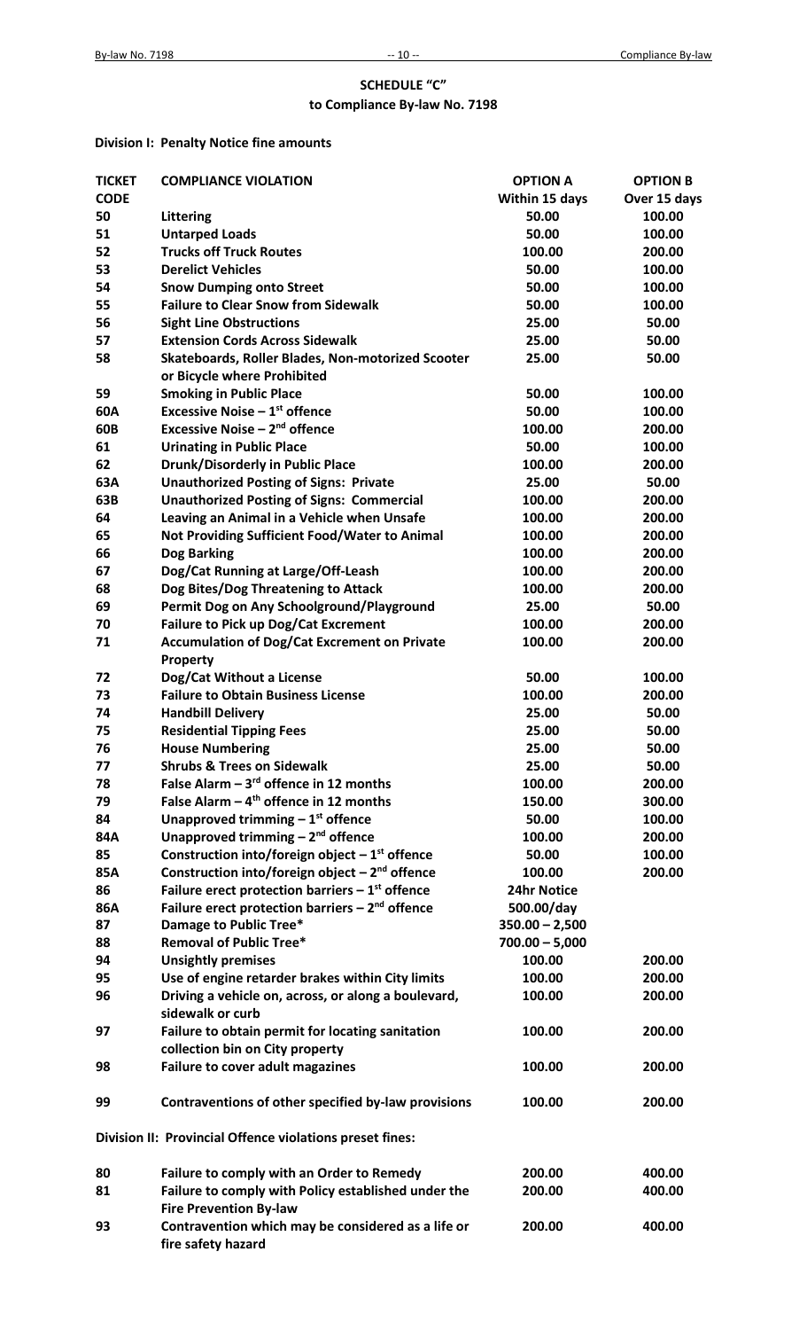## SCHEDULE "C"
### to Compliance By-law No. 7198

**Division I: Penalty Notice fine amounts**

| TICKET CODE | COMPLIANCE VIOLATION | OPTION A Within 15 days | OPTION B Over 15 days |
|---|---|---|---|
| 50 | **Littering** | 50.00 | 100.00 |
| 51 | **Untarped Loads** | 50.00 | 100.00 |
| 52 | **Trucks off Truck Routes** | 100.00 | 200.00 |
| 53 | **Derelict Vehicles** | 50.00 | 100.00 |
| 54 | **Snow Dumping onto Street** | 50.00 | 100.00 |
| 55 | **Failure to Clear Snow from Sidewalk** | 50.00 | 100.00 |
| 56 | **Sight Line Obstructions** | 25.00 | 50.00 |
| 57 | **Extension Cords Across Sidewalk** | 25.00 | 50.00 |
| 58 | **Skateboards, Roller Blades, Non-motorized Scooter or Bicycle where Prohibited** | 25.00 | 50.00 |
| 59 | **Smoking in Public Place** | 50.00 | 100.00 |
| 60A | **Excessive Noise – 1st offence** | 50.00 | 100.00 |
| 60B | **Excessive Noise – 2nd offence** | 100.00 | 200.00 |
| 61 | **Urinating in Public Place** | 50.00 | 100.00 |
| 62 | **Drunk/Disorderly in Public Place** | 100.00 | 200.00 |
| 63A | **Unauthorized Posting of Signs: Private** | 25.00 | 50.00 |
| 63B | **Unauthorized Posting of Signs: Commercial** | 100.00 | 200.00 |
| 64 | **Leaving an Animal in a Vehicle when Unsafe** | 100.00 | 200.00 |
| 65 | **Not Providing Sufficient Food/Water to Animal** | 100.00 | 200.00 |
| 66 | **Dog Barking** | 100.00 | 200.00 |
| 67 | **Dog/Cat Running at Large/Off-Leash** | 100.00 | 200.00 |
| 68 | **Dog Bites/Dog Threatening to Attack** | 100.00 | 200.00 |
| 69 | **Permit Dog on Any Schoolground/Playground** | 25.00 | 50.00 |
| 70 | **Failure to Pick up Dog/Cat Excrement** | 100.00 | 200.00 |
| 71 | **Accumulation of Dog/Cat Excrement on Private Property** | 100.00 | 200.00 |
| 72 | **Dog/Cat Without a License** | 50.00 | 100.00 |
| 73 | **Failure to Obtain Business License** | 100.00 | 200.00 |
| 74 | **Handbill Delivery** | 25.00 | 50.00 |
| 75 | **Residential Tipping Fees** | 25.00 | 50.00 |
| 76 | **House Numbering** | 25.00 | 50.00 |
| 77 | **Shrubs & Trees on Sidewalk** | 25.00 | 50.00 |
| 78 | **False Alarm – 3rd offence in 12 months** | 100.00 | 200.00 |
| 79 | **False Alarm – 4th offence in 12 months** | 150.00 | 300.00 |
| 84 | **Unapproved trimming – 1st offence** | 50.00 | 100.00 |
| 84A | **Unapproved trimming – 2nd offence** | 100.00 | 200.00 |
| 85 | **Construction into/foreign object – 1st offence** | 50.00 | 100.00 |
| 85A | **Construction into/foreign object – 2nd offence** | 100.00 | 200.00 |
| 86 | **Failure erect protection barriers – 1st offence** | 24hr Notice | |
| 86A | **Failure erect protection barriers – 2nd offence** | 500.00/day | |
| 87 | **Damage to Public Tree*** | 350.00 – 2,500 | |
| 88 | **Removal of Public Tree*** | 700.00 – 5,000 | |
| 94 | **Unsightly premises** | 100.00 | 200.00 |
| 95 | **Use of engine retarder brakes within City limits** | 100.00 | 200.00 |
| 96 | **Driving a vehicle on, across, or along a boulevard, sidewalk or curb** | 100.00 | 200.00 |
| 97 | **Failure to obtain permit for locating sanitation collection bin on City property** | 100.00 | 200.00 |
| 98 | **Failure to cover adult magazines** | 100.00 | 200.00 |
| 99 | **Contraventions of other specified by-law provisions** | 100.00 | 200.00 |

**Division II: Provincial Offence violations preset fines:**

| TICKET CODE | COMPLIANCE VIOLATION | OPTION A Within 15 days | OPTION B Over 15 days |
|---|---|---|---|
| 80 | **Failure to comply with an Order to Remedy** | 200.00 | 400.00 |
| 81 | **Failure to comply with Policy established under the Fire Prevention By-law** | 200.00 | 400.00 |
| 93 | **Contravention which may be considered as a life or fire safety hazard** | 200.00 | 400.00 |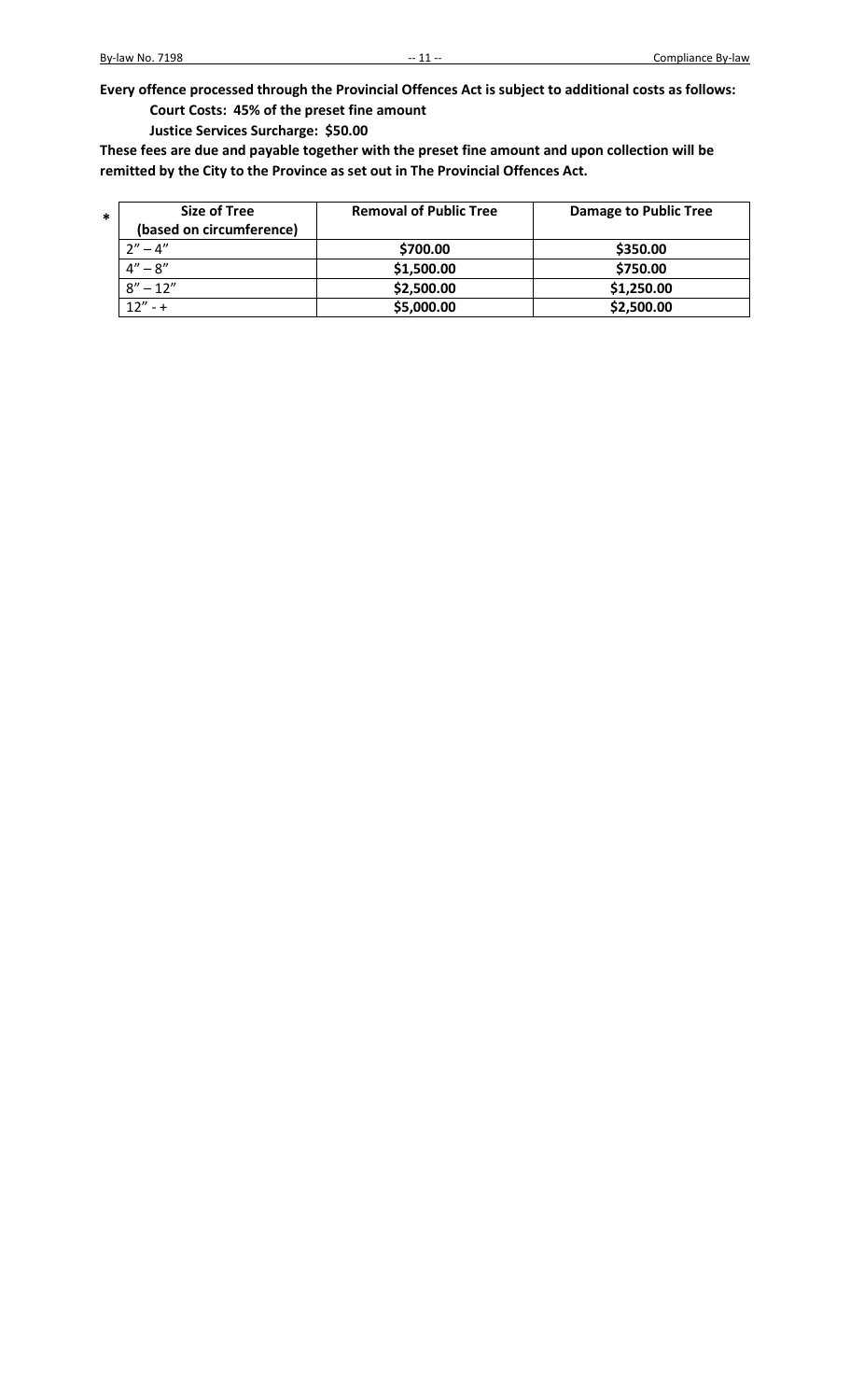**Every offence processed through the Provincial Offences Act is subject to additional costs as follows:**

**Court Costs: 45% of the preset fine amount**

**Justice Services Surcharge: $50.00**

**These fees are due and payable together with the preset fine amount and upon collection will be remitted by the City to the Province as set out in The Provincial Offences Act.**

*

| Size of Tree (based on circumference) | Removal of Public Tree | Damage to Public Tree |
|---|---|---|
| 2" – 4" | **$700.00** | **$350.00** |
| 4" – 8" | **$1,500.00** | **$750.00** |
| 8" – 12" | **$2,500.00** | **$1,250.00** |
| 12" - + | **$5,000.00** | **$2,500.00** |